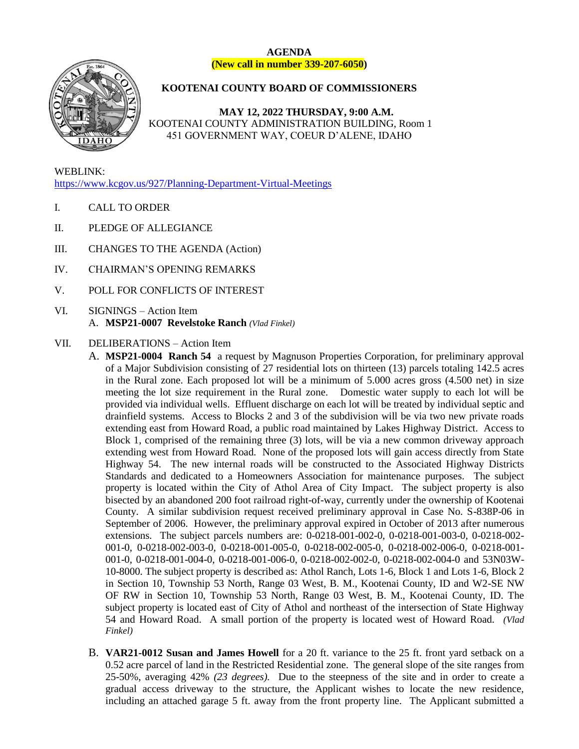**AGENDA**

**(New call in number 339-207-6050)**

# KOOTENAI COUNTY BOARD OF COMMISSIONERS

**MAY 12, 2022 THURSDAY, 9:00 A.M.**

KOOTENAI COUNTY ADMINISTRATION BUILDING, Room 1

451 GOVERNMENT WAY, COEUR D'ALENE, IDAHO

WEBLINK:

https://www.kcgov.us/927/Planning-Department-Virtual-Meetings

I. CALL TO ORDER

II. PLEDGE OF ALLEGIANCE

III. CHANGES TO THE AGENDA (Action)

IV. CHAIRMAN'S OPENING REMARKS

V. POLL FOR CONFLICTS OF INTEREST

VI. SIGNINGS – Action Item

A. **MSP21-0007 Revelstoke Ranch** *(Vlad Finkel)*

VII. DELIBERATIONS – Action Item

A. **MSP21-0004 Ranch 54** a request by Magnuson Properties Corporation, for preliminary approval of a Major Subdivision consisting of 27 residential lots on thirteen (13) parcels totaling 142.5 acres in the Rural zone. Each proposed lot will be a minimum of 5.000 acres gross (4.500 net) in size meeting the lot size requirement in the Rural zone. Domestic water supply to each lot will be provided via individual wells. Effluent discharge on each lot will be treated by individual septic and drainfield systems. Access to Blocks 2 and 3 of the subdivision will be via two new private roads extending east from Howard Road, a public road maintained by Lakes Highway District. Access to Block 1, comprised of the remaining three (3) lots, will be via a new common driveway approach extending west from Howard Road. None of the proposed lots will gain access directly from State Highway 54. The new internal roads will be constructed to the Associated Highway Districts Standards and dedicated to a Homeowners Association for maintenance purposes. The subject property is located within the City of Athol Area of City Impact. The subject property is also bisected by an abandoned 200 foot railroad right-of-way, currently under the ownership of Kootenai County. A similar subdivision request received preliminary approval in Case No. S-838P-06 in September of 2006. However, the preliminary approval expired in October of 2013 after numerous extensions. The subject parcels numbers are: 0-0218-001-002-0, 0-0218-001-003-0, 0-0218-002-001-0, 0-0218-002-003-0, 0-0218-001-005-0, 0-0218-002-005-0, 0-0218-002-006-0, 0-0218-001-001-0, 0-0218-001-004-0, 0-0218-001-006-0, 0-0218-002-002-0, 0-0218-002-004-0 and 53N03W-10-8000. The subject property is described as: Athol Ranch, Lots 1-6, Block 1 and Lots 1-6, Block 2 in Section 10, Township 53 North, Range 03 West, B. M., Kootenai County, ID and W2-SE NW OF RW in Section 10, Township 53 North, Range 03 West, B. M., Kootenai County, ID. The subject property is located east of City of Athol and northeast of the intersection of State Highway 54 and Howard Road. A small portion of the property is located west of Howard Road. *(Vlad Finkel)*

B. **VAR21-0012 Susan and James Howell** for a 20 ft. variance to the 25 ft. front yard setback on a 0.52 acre parcel of land in the Restricted Residential zone. The general slope of the site ranges from 25-50%, averaging 42% *(23 degrees).* Due to the steepness of the site and in order to create a gradual access driveway to the structure, the Applicant wishes to locate the new residence, including an attached garage 5 ft. away from the front property line. The Applicant submitted a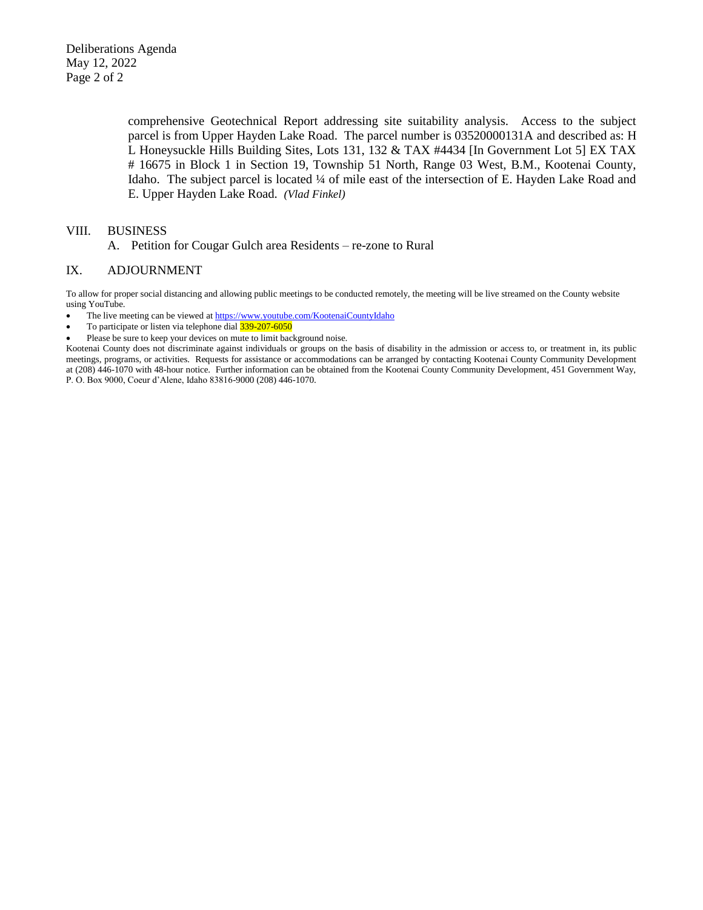comprehensive Geotechnical Report addressing site suitability analysis. Access to the subject parcel is from Upper Hayden Lake Road. The parcel number is 03520000131A and described as: H L Honeysuckle Hills Building Sites, Lots 131, 132 & TAX #4434 [In Government Lot 5] EX TAX # 16675 in Block 1 in Section 19, Township 51 North, Range 03 West, B.M., Kootenai County, Idaho. The subject parcel is located ¼ of mile east of the intersection of E. Hayden Lake Road and E. Upper Hayden Lake Road. *(Vlad Finkel)*

## VIII. BUSINESS

A. Petition for Cougar Gulch area Residents – re-zone to Rural

## IX. ADJOURNMENT

To allow for proper social distancing and allowing public meetings to be conducted remotely, the meeting will be live streamed on the County website using YouTube.

- The live meeting can be viewed at https://www.youtube.com/KootenaiCountyIdaho
- To participate or listen via telephone dial 339-207-6050
- Please be sure to keep your devices on mute to limit background noise.

Kootenai County does not discriminate against individuals or groups on the basis of disability in the admission or access to, or treatment in, its public meetings, programs, or activities. Requests for assistance or accommodations can be arranged by contacting Kootenai County Community Development at (208) 446-1070 with 48-hour notice. Further information can be obtained from the Kootenai County Community Development, 451 Government Way, P. O. Box 9000, Coeur d'Alene, Idaho 83816-9000 (208) 446-1070.